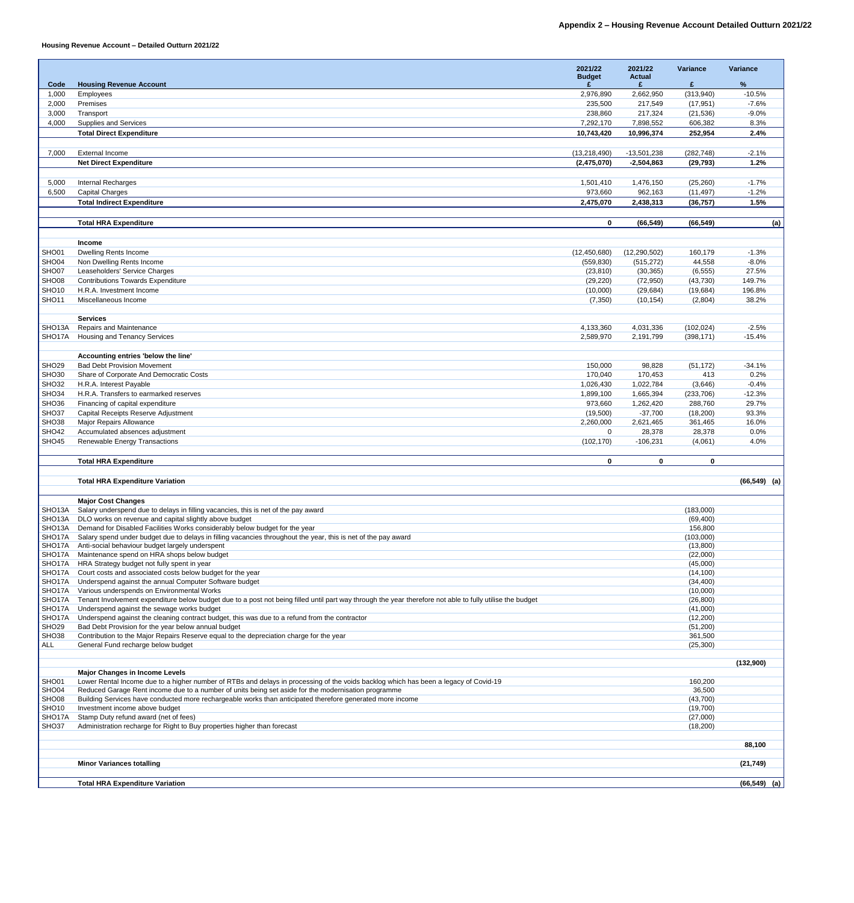## Appendix 2 – Housing Revenue Account Detailed Outturn 2021/22

### Housing Revenue Account – Detailed Outturn 2021/22

| Code | Housing Revenue Account | 2021/22 Budget £ | 2021/22 Actual £ | Variance £ | Variance % |
|---|---|---|---|---|---|
| 1,000 | Employees | 2,976,890 | 2,662,950 | (313,940) | -10.5% |
| 2,000 | Premises | 235,500 | 217,549 | (17,951) | -7.6% |
| 3,000 | Transport | 238,860 | 217,324 | (21,536) | -9.0% |
| 4,000 | Supplies and Services | 7,292,170 | 7,898,552 | 606,382 | 8.3% |
| | **Total Direct Expenditure** | **10,743,420** | **10,996,374** | **252,954** | **2.4%** |
| | | | | | |
| 7,000 | External Income | (13,218,490) | -13,501,238 | (282,748) | -2.1% |
| | **Net Direct Expenditure** | **(2,475,070)** | **-2,504,863** | **(29,793)** | **1.2%** |
| | | | | | |
| 5,000 | Internal Recharges | 1,501,410 | 1,476,150 | (25,260) | -1.7% |
| 6,500 | Capital Charges | 973,660 | 962,163 | (11,497) | -1.2% |
| | **Total Indirect Expenditure** | **2,475,070** | **2,438,313** | **(36,757)** | **1.5%** |
| | | | | | |
| | **Total HRA Expenditure** | **0** | **(66,549)** | **(66,549)** | **(a)** |
| | | | | | |
| | **Income** | | | | |
| SHO01 | Dwelling Rents Income | (12,450,680) | (12,290,502) | 160,179 | -1.3% |
| SHO04 | Non Dwelling Rents Income | (559,830) | (515,272) | 44,558 | -8.0% |
| SHO07 | Leaseholders' Service Charges | (23,810) | (30,365) | (6,555) | 27.5% |
| SHO08 | Contributions Towards Expenditure | (29,220) | (72,950) | (43,730) | 149.7% |
| SHO10 | H.R.A. Investment Income | (10,000) | (29,684) | (19,684) | 196.8% |
| SHO11 | Miscellaneous Income | (7,350) | (10,154) | (2,804) | 38.2% |
| | | | | | |
| | **Services** | | | | |
| SHO13A | Repairs and Maintenance | 4,133,360 | 4,031,336 | (102,024) | -2.5% |
| SHO17A | Housing and Tenancy Services | 2,589,970 | 2,191,799 | (398,171) | -15.4% |
| | | | | | |
| | **Accounting entries 'below the line'** | | | | |
| SHO29 | Bad Debt Provision Movement | 150,000 | 98,828 | (51,172) | -34.1% |
| SHO30 | Share of Corporate And Democratic Costs | 170,040 | 170,453 | 413 | 0.2% |
| SHO32 | H.R.A. Interest Payable | 1,026,430 | 1,022,784 | (3,646) | -0.4% |
| SHO34 | H.R.A. Transfers to earmarked reserves | 1,899,100 | 1,665,394 | (233,706) | -12.3% |
| SHO36 | Financing of capital expenditure | 973,660 | 1,262,420 | 288,760 | 29.7% |
| SHO37 | Capital Receipts Reserve Adjustment | (19,500) | -37,700 | (18,200) | 93.3% |
| SHO38 | Major Repairs Allowance | 2,260,000 | 2,621,465 | 361,465 | 16.0% |
| SHO42 | Accumulated absences adjustment | 0 | 28,378 | 28,378 | 0.0% |
| SHO45 | Renewable Energy Transactions | (102,170) | -106,231 | (4,061) | 4.0% |
| | | | | | |
| | **Total HRA Expenditure** | **0** | **0** | **0** | |
| | | | | | |
| | **Total HRA Expenditure Variation** | | | | **(66,549) (a)** |
| | | | | | |
| | **Major Cost Changes** | | | | |
| SHO13A | Salary underspend due to delays in filling vacancies, this is net of the pay award | | | (183,000) | |
| SHO13A | DLO works on revenue and capital slightly above budget | | | (69,400) | |
| SHO13A | Demand for Disabled Facilities Works considerably below budget for the year | | | 156,800 | |
| SHO17A | Salary spend under budget due to delays in filling vacancies throughout the year, this is net of the pay award | | | (103,000) | |
| SHO17A | Anti-social behaviour budget largely underspent | | | (13,800) | |
| SHO17A | Maintenance spend on HRA shops below budget | | | (22,000) | |
| SHO17A | HRA Strategy budget not fully spent in year | | | (45,000) | |
| SHO17A | Court costs and associated costs below budget for the year | | | (14,100) | |
| SHO17A | Underspend against the annual Computer Software budget | | | (34,400) | |
| SHO17A | Various underspends on Environmental Works | | | (10,000) | |
| SHO17A | Tenant Involvement expenditure below budget due to a post not being filled until part way through the year therefore not able to fully utilise the budget | | | (26,800) | |
| SHO17A | Underspend against the sewage works budget | | | (41,000) | |
| SHO17A | Underspend against the cleaning contract budget, this was due to a refund from the contractor | | | (12,200) | |
| SHO29 | Bad Debt Provision for the year below annual budget | | | (51,200) | |
| SHO38 | Contribution to the Major Repairs Reserve equal to the depreciation charge for the year | | | 361,500 | |
| ALL | General Fund recharge below budget | | | (25,300) | |
| | | | | | **(132,900)** |
| | **Major Changes in Income Levels** | | | | |
| SHO01 | Lower Rental Income due to a higher number of RTBs and delays in processing of the voids backlog which has been a legacy of Covid-19 | | | 160,200 | |
| SHO04 | Reduced Garage Rent income due to a number of units being set aside for the modernisation programme | | | 36,500 | |
| SHO08 | Building Services have conducted more rechargeable works than anticipated therefore generated more income | | | (43,700) | |
| SHO10 | Investment income above budget | | | (19,700) | |
| SHO17A | Stamp Duty refund award (net of fees) | | | (27,000) | |
| SHO37 | Administration recharge for Right to Buy properties higher than forecast | | | (18,200) | |
| | | | | | **88,100** |
| | | | | | |
| | **Minor Variances totalling** | | | | **(21,749)** |
| | | | | | |
| | **Total HRA Expenditure Variation** | | | | **(66,549) (a)** |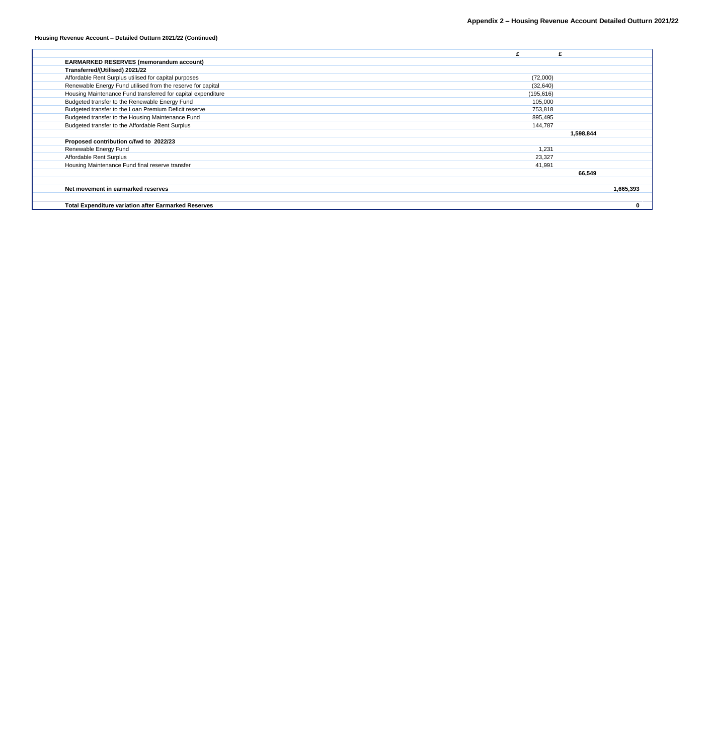**Housing Revenue Account – Detailed Outturn 2021/22 (Continued)**

| | £ | £ | |
|---|---|---|---|
| **EARMARKED RESERVES (memorandum account)** | | | |
| **Transferred/(Utilised) 2021/22** | | | |
| Affordable Rent Surplus utilised for capital purposes | (72,000) | | |
| Renewable Energy Fund utilised from the reserve for capital | (32,640) | | |
| Housing Maintenance Fund transferred for capital expenditure | (195,616) | | |
| Budgeted transfer to the Renewable Energy Fund | 105,000 | | |
| Budgeted transfer to the Loan Premium Deficit reserve | 753,818 | | |
| Budgeted transfer to the Housing Maintenance Fund | 895,495 | | |
| Budgeted transfer to the Affordable Rent Surplus | 144,787 | | |
| | | **1,598,844** | |
| **Proposed contribution c/fwd to 2022/23** | | | |
| Renewable Energy Fund | 1,231 | | |
| Affordable Rent Surplus | 23,327 | | |
| Housing Maintenance Fund final reserve transfer | 41,991 | | |
| | | **66,549** | |
| | | | |
| **Net movement in earmarked reserves** | | | **1,665,393** |
| | | | |
| **Total Expenditure variation after Earmarked Reserves** | | | **0** |